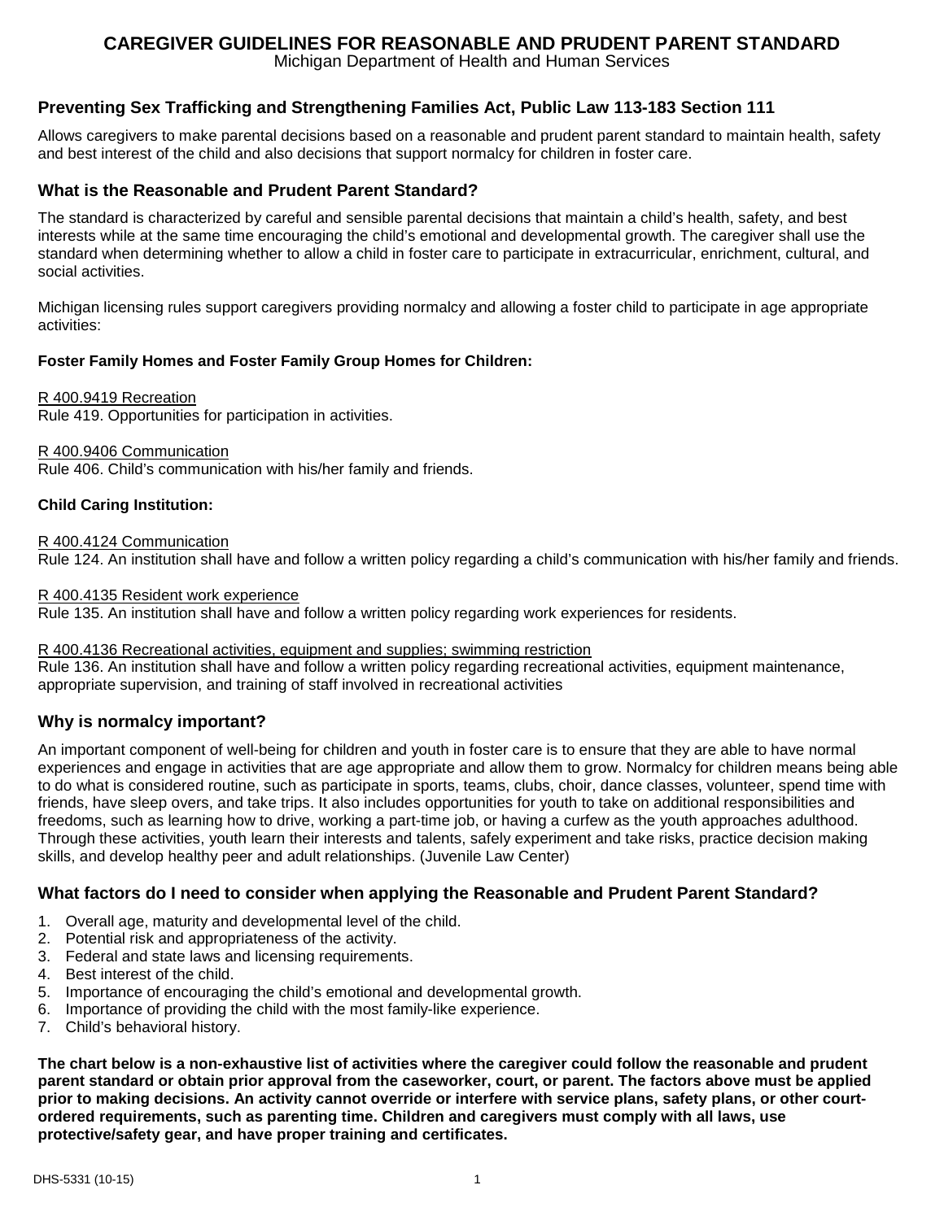# CAREGIVER GUIDELINES FOR REASONABLE AND PRUDENT PARENT STANDARD

Michigan Department of Health and Human Services

## Preventing Sex Trafficking and Strengthening Families Act, Public Law 113-183 Section 111

Allows caregivers to make parental decisions based on a reasonable and prudent parent standard to maintain health, safety and best interest of the child and also decisions that support normalcy for children in foster care.

## What is the Reasonable and Prudent Parent Standard?

The standard is characterized by careful and sensible parental decisions that maintain a child's health, safety, and best interests while at the same time encouraging the child's emotional and developmental growth. The caregiver shall use the standard when determining whether to allow a child in foster care to participate in extracurricular, enrichment, cultural, and social activities.

Michigan licensing rules support caregivers providing normalcy and allowing a foster child to participate in age appropriate activities:

**Foster Family Homes and Foster Family Group Homes for Children:**

R 400.9419 Recreation
Rule 419. Opportunities for participation in activities.

R 400.9406 Communication
Rule 406. Child's communication with his/her family and friends.

**Child Caring Institution:**

R 400.4124 Communication
Rule 124. An institution shall have and follow a written policy regarding a child's communication with his/her family and friends.

R 400.4135 Resident work experience
Rule 135. An institution shall have and follow a written policy regarding work experiences for residents.

R 400.4136 Recreational activities, equipment and supplies; swimming restriction
Rule 136. An institution shall have and follow a written policy regarding recreational activities, equipment maintenance, appropriate supervision, and training of staff involved in recreational activities

## Why is normalcy important?

An important component of well-being for children and youth in foster care is to ensure that they are able to have normal experiences and engage in activities that are age appropriate and allow them to grow. Normalcy for children means being able to do what is considered routine, such as participate in sports, teams, clubs, choir, dance classes, volunteer, spend time with friends, have sleep overs, and take trips. It also includes opportunities for youth to take on additional responsibilities and freedoms, such as learning how to drive, working a part-time job, or having a curfew as the youth approaches adulthood. Through these activities, youth learn their interests and talents, safely experiment and take risks, practice decision making skills, and develop healthy peer and adult relationships. (Juvenile Law Center)

## What factors do I need to consider when applying the Reasonable and Prudent Parent Standard?

1. Overall age, maturity and developmental level of the child.
2. Potential risk and appropriateness of the activity.
3. Federal and state laws and licensing requirements.
4. Best interest of the child.
5. Importance of encouraging the child's emotional and developmental growth.
6. Importance of providing the child with the most family-like experience.
7. Child's behavioral history.

**The chart below is a non-exhaustive list of activities where the caregiver could follow the reasonable and prudent parent standard or obtain prior approval from the caseworker, court, or parent. The factors above must be applied prior to making decisions. An activity cannot override or interfere with service plans, safety plans, or other court-ordered requirements, such as parenting time. Children and caregivers must comply with all laws, use protective/safety gear, and have proper training and certificates.**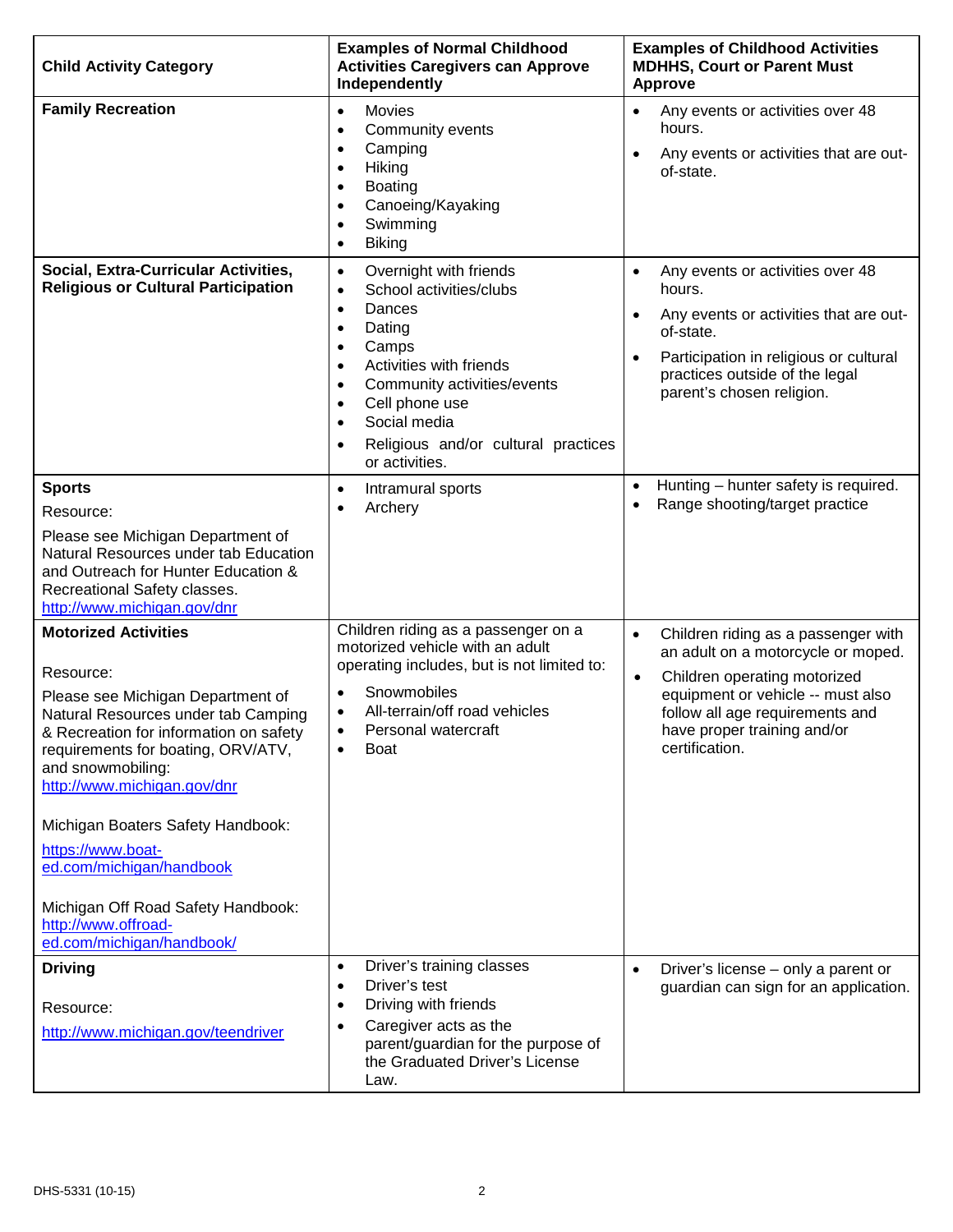| Child Activity Category | Examples of Normal Childhood Activities Caregivers can Approve Independently | Examples of Childhood Activities MDHHS, Court or Parent Must Approve |
|---|---|---|
| **Family Recreation** | • Movies<br>• Community events<br>• Camping<br>• Hiking<br>• Boating<br>• Canoeing/Kayaking<br>• Swimming<br>• Biking | • Any events or activities over 48 hours.<br>• Any events or activities that are out-of-state. |
| **Social, Extra-Curricular Activities, Religious or Cultural Participation** | • Overnight with friends<br>• School activities/clubs<br>• Dances<br>• Dating<br>• Camps<br>• Activities with friends<br>• Community activities/events<br>• Cell phone use<br>• Social media<br>• Religious and/or cultural practices or activities. | • Any events or activities over 48 hours.<br>• Any events or activities that are out-of-state.<br>• Participation in religious or cultural practices outside of the legal parent's chosen religion. |
| **Sports**<br>Resource:<br>Please see Michigan Department of Natural Resources under tab Education and Outreach for Hunter Education & Recreational Safety classes. [http://www.michigan.gov/dnr](http://www.michigan.gov/dnr) | • Intramural sports<br>• Archery | • Hunting – hunter safety is required.<br>• Range shooting/target practice |
| **Motorized Activities**<br><br>Resource:<br>Please see Michigan Department of Natural Resources under tab Camping & Recreation for information on safety requirements for boating, ORV/ATV, and snowmobiling: [http://www.michigan.gov/dnr](http://www.michigan.gov/dnr)<br><br>Michigan Boaters Safety Handbook: [https://www.boat-ed.com/michigan/handbook](https://www.boat-ed.com/michigan/handbook)<br><br>Michigan Off Road Safety Handbook: [http://www.offroad-ed.com/michigan/handbook/](http://www.offroad-ed.com/michigan/handbook/) | Children riding as a passenger on a motorized vehicle with an adult operating includes, but is not limited to:<br>• Snowmobiles<br>• All-terrain/off road vehicles<br>• Personal watercraft<br>• Boat | • Children riding as a passenger with an adult on a motorcycle or moped.<br>• Children operating motorized equipment or vehicle -- must also follow all age requirements and have proper training and/or certification. |
| **Driving**<br><br>Resource:<br>[http://www.michigan.gov/teendriver](http://www.michigan.gov/teendriver) | • Driver's training classes<br>• Driver's test<br>• Driving with friends<br>• Caregiver acts as the parent/guardian for the purpose of the Graduated Driver's License Law. | • Driver's license – only a parent or guardian can sign for an application. |

DHS-5331 (10-15)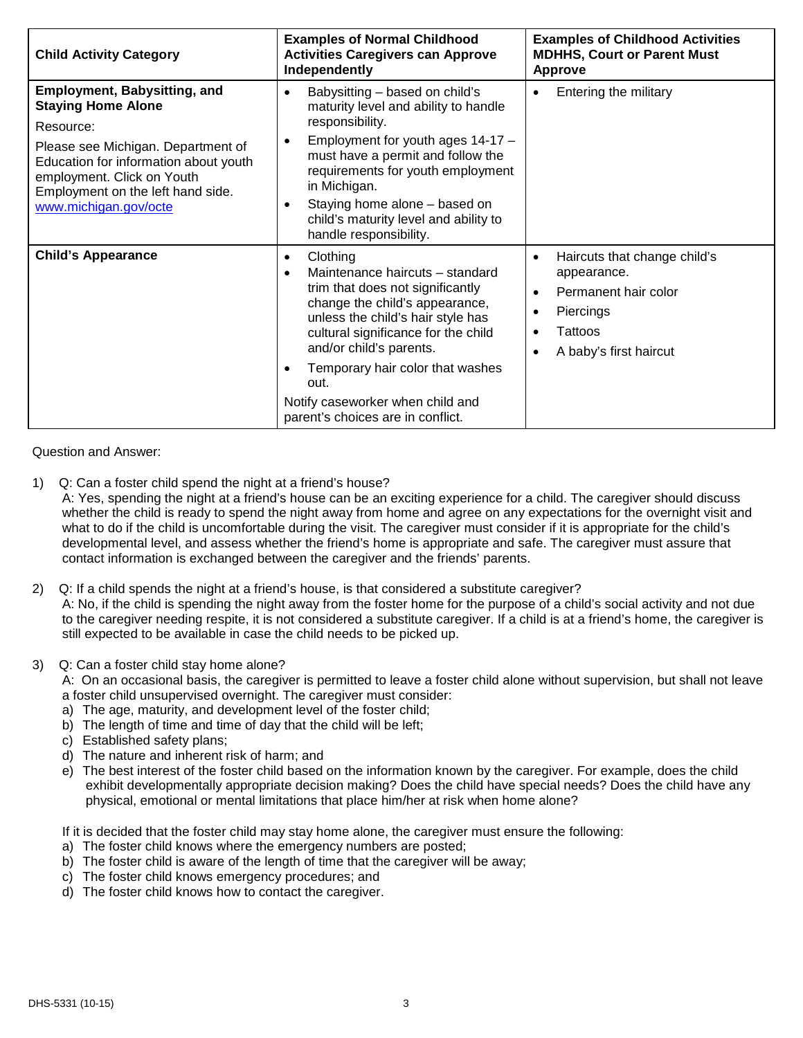| **Child Activity Category** | **Examples of Normal Childhood Activities Caregivers can Approve Independently** | **Examples of Childhood Activities MDHHS, Court or Parent Must Approve** |
|---|---|---|
| **Employment, Babysitting, and Staying Home Alone**<br>Resource:<br>Please see Michigan. Department of Education for information about youth employment. Click on Youth Employment on the left hand side. [www.michigan.gov/octe](www.michigan.gov/octe) | • Babysitting – based on child's maturity level and ability to handle responsibility.<br>• Employment for youth ages 14-17 – must have a permit and follow the requirements for youth employment in Michigan.<br>• Staying home alone – based on child's maturity level and ability to handle responsibility. | • Entering the military |
| **Child's Appearance** | • Clothing<br>• Maintenance haircuts – standard trim that does not significantly change the child's appearance, unless the child's hair style has cultural significance for the child and/or child's parents.<br>• Temporary hair color that washes out.<br>Notify caseworker when child and parent's choices are in conflict. | • Haircuts that change child's appearance.<br>• Permanent hair color<br>• Piercings<br>• Tattoos<br>• A baby's first haircut |

Question and Answer:

1) Q: Can a foster child spend the night at a friend's house?
   A: Yes, spending the night at a friend's house can be an exciting experience for a child. The caregiver should discuss whether the child is ready to spend the night away from home and agree on any expectations for the overnight visit and what to do if the child is uncomfortable during the visit. The caregiver must consider if it is appropriate for the child's developmental level, and assess whether the friend's home is appropriate and safe. The caregiver must assure that contact information is exchanged between the caregiver and the friends' parents.

2) Q: If a child spends the night at a friend's house, is that considered a substitute caregiver?
   A: No, if the child is spending the night away from the foster home for the purpose of a child's social activity and not due to the caregiver needing respite, it is not considered a substitute caregiver. If a child is at a friend's home, the caregiver is still expected to be available in case the child needs to be picked up.

3) Q: Can a foster child stay home alone?
   A: On an occasional basis, the caregiver is permitted to leave a foster child alone without supervision, but shall not leave a foster child unsupervised overnight. The caregiver must consider:
   a) The age, maturity, and development level of the foster child;
   b) The length of time and time of day that the child will be left;
   c) Established safety plans;
   d) The nature and inherent risk of harm; and
   e) The best interest of the foster child based on the information known by the caregiver. For example, does the child exhibit developmentally appropriate decision making? Does the child have special needs? Does the child have any physical, emotional or mental limitations that place him/her at risk when home alone?

   If it is decided that the foster child may stay home alone, the caregiver must ensure the following:
   a) The foster child knows where the emergency numbers are posted;
   b) The foster child is aware of the length of time that the caregiver will be away;
   c) The foster child knows emergency procedures; and
   d) The foster child knows how to contact the caregiver.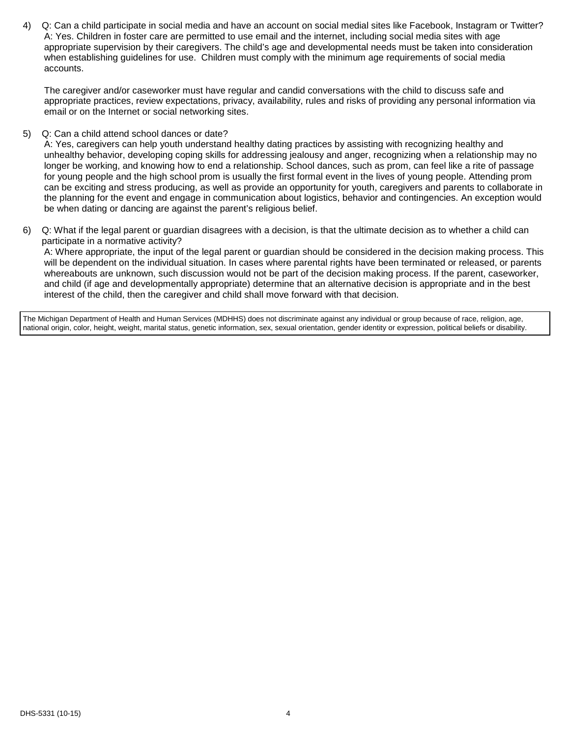4) Q: Can a child participate in social media and have an account on social medial sites like Facebook, Instagram or Twitter?
   A: Yes. Children in foster care are permitted to use email and the internet, including social media sites with age appropriate supervision by their caregivers. The child's age and developmental needs must be taken into consideration when establishing guidelines for use. Children must comply with the minimum age requirements of social media accounts.

   The caregiver and/or caseworker must have regular and candid conversations with the child to discuss safe and appropriate practices, review expectations, privacy, availability, rules and risks of providing any personal information via email or on the Internet or social networking sites.

5) Q: Can a child attend school dances or date?
   A: Yes, caregivers can help youth understand healthy dating practices by assisting with recognizing healthy and unhealthy behavior, developing coping skills for addressing jealousy and anger, recognizing when a relationship may no longer be working, and knowing how to end a relationship. School dances, such as prom, can feel like a rite of passage for young people and the high school prom is usually the first formal event in the lives of young people. Attending prom can be exciting and stress producing, as well as provide an opportunity for youth, caregivers and parents to collaborate in the planning for the event and engage in communication about logistics, behavior and contingencies. An exception would be when dating or dancing are against the parent's religious belief.

6) Q: What if the legal parent or guardian disagrees with a decision, is that the ultimate decision as to whether a child can participate in a normative activity?
   A: Where appropriate, the input of the legal parent or guardian should be considered in the decision making process. This will be dependent on the individual situation. In cases where parental rights have been terminated or released, or parents whereabouts are unknown, such discussion would not be part of the decision making process. If the parent, caseworker, and child (if age and developmentally appropriate) determine that an alternative decision is appropriate and in the best interest of the child, then the caregiver and child shall move forward with that decision.

The Michigan Department of Health and Human Services (MDHHS) does not discriminate against any individual or group because of race, religion, age, national origin, color, height, weight, marital status, genetic information, sex, sexual orientation, gender identity or expression, political beliefs or disability.

DHS-5331 (10-15)